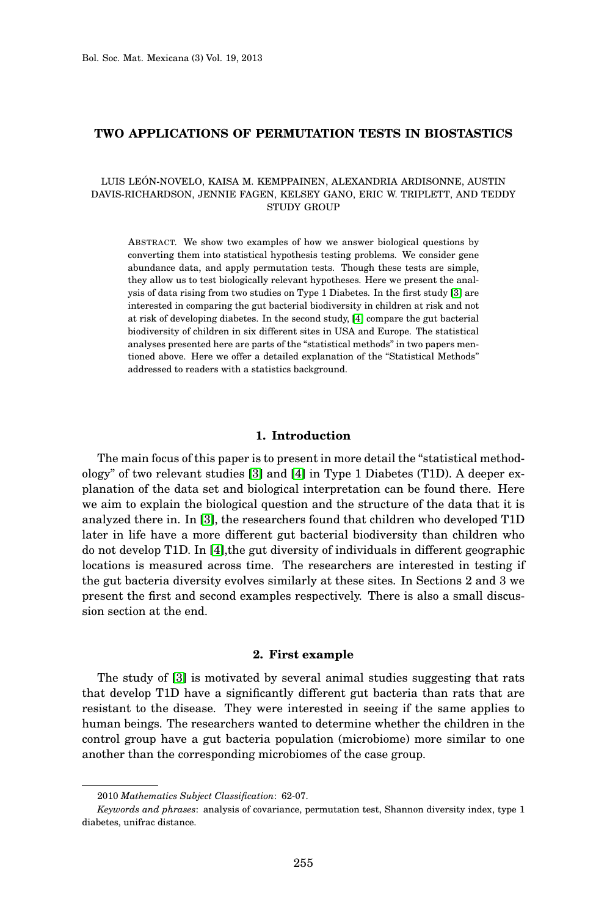# TWO APPLICATIONS OF PERMUTATION TESTS IN BIOSTASTICS

LUIS LEÓN-NOVELO, KAISA M. KEMPPAINEN, ALEXANDRIA ARDISONNE, AUSTIN DAVIS-RICHARDSON, JENNIE FAGEN, KELSEY GANO, ERIC W. TRIPLETT, AND TEDDY STUDY GROUP

ABSTRACT. We show two examples of how we answer biological questions by converting them into statistical hypothesis testing problems. We consider gene abundance data, and apply permutation tests. Though these tests are simple, they allow us to test biologically relevant hypotheses. Here we present the analysis of data rising from two studies on Type 1 Diabetes. In the first study [3] are interested in comparing the gut bacterial biodiversity in children at risk and not at risk of developing diabetes. In the second study, [4] compare the gut bacterial biodiversity of children in six different sites in USA and Europe. The statistical analyses presented here are parts of the "statistical methods" in two papers mentioned above. Here we offer a detailed explanation of the "Statistical Methods" addressed to readers with a statistics background.

## 1. Introduction

The main focus of this paper is to present in more detail the "statistical methodology" of two relevant studies [3] and [4] in Type 1 Diabetes (T1D). A deeper explanation of the data set and biological interpretation can be found there. Here we aim to explain the biological question and the structure of the data that it is analyzed there in. In [3], the researchers found that children who developed T1D later in life have a more different gut bacterial biodiversity than children who do not develop T1D. In [4],the gut diversity of individuals in different geographic locations is measured across time. The researchers are interested in testing if the gut bacteria diversity evolves similarly at these sites. In Sections 2 and 3 we present the first and second examples respectively. There is also a small discussion section at the end.

## 2. First example

The study of [3] is motivated by several animal studies suggesting that rats that develop T1D have a significantly different gut bacteria than rats that are resistant to the disease. They were interested in seeing if the same applies to human beings. The researchers wanted to determine whether the children in the control group have a gut bacteria population (microbiome) more similar to one another than the corresponding microbiomes of the case group.

2010 *Mathematics Subject Classification*: 62-07.

*Keywords and phrases*: analysis of covariance, permutation test, Shannon diversity index, type 1 diabetes, unifrac distance.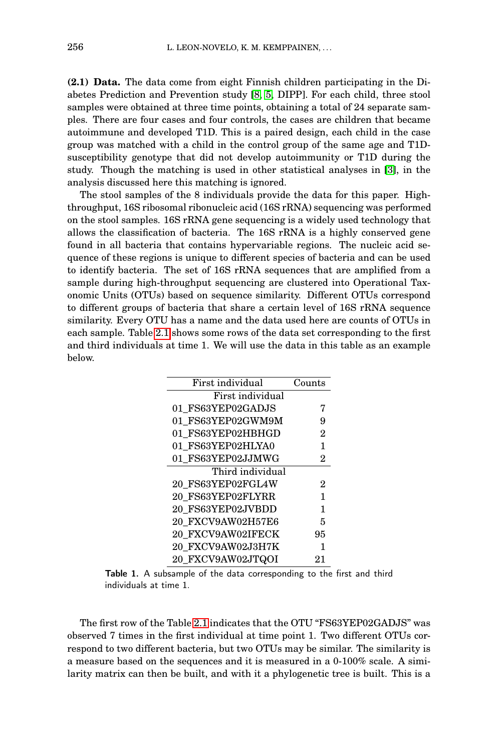**(2.1) Data.** The data come from eight Finnish children participating in the Diabetes Prediction and Prevention study [8, 5, DIPP]. For each child, three stool samples were obtained at three time points, obtaining a total of 24 separate samples. There are four cases and four controls, the cases are children that became autoimmune and developed T1D. This is a paired design, each child in the case group was matched with a child in the control group of the same age and T1D-susceptibility genotype that did not develop autoimmunity or T1D during the study. Though the matching is used in other statistical analyses in [3], in the analysis discussed here this matching is ignored.

The stool samples of the 8 individuals provide the data for this paper. High-throughput, 16S ribosomal ribonucleic acid (16S rRNA) sequencing was performed on the stool samples. 16S rRNA gene sequencing is a widely used technology that allows the classification of bacteria. The 16S rRNA is a highly conserved gene found in all bacteria that contains hypervariable regions. The nucleic acid sequence of these regions is unique to different species of bacteria and can be used to identify bacteria. The set of 16S rRNA sequences that are amplified from a sample during high-throughput sequencing are clustered into Operational Taxonomic Units (OTUs) based on sequence similarity. Different OTUs correspond to different groups of bacteria that share a certain level of 16S rRNA sequence similarity. Every OTU has a name and the data used here are counts of OTUs in each sample. Table 2.1 shows some rows of the data set corresponding to the first and third individuals at time 1. We will use the data in this table as an example below.

| First individual | Counts |
|---|---|
| First individual | |
| 01_FS63YEP02GADJS | 7 |
| 01_FS63YEP02GWM9M | 9 |
| 01_FS63YEP02HBHGD | 2 |
| 01_FS63YEP02HLYA0 | 1 |
| 01_FS63YEP02JJMWG | 2 |
| Third individual | |
| 20_FS63YEP02FGL4W | 2 |
| 20_FS63YEP02FLYRR | 1 |
| 20_FS63YEP02JVBDD | 1 |
| 20_FXCV9AW02H57E6 | 5 |
| 20_FXCV9AW02IFECK | 95 |
| 20_FXCV9AW02J3H7K | 1 |
| 20_FXCV9AW02JTQOI | 21 |

**Table 1.** A subsample of the data corresponding to the first and third individuals at time 1.

The first row of the Table 2.1 indicates that the OTU "FS63YEP02GADJS" was observed 7 times in the first individual at time point 1. Two different OTUs correspond to two different bacteria, but two OTUs may be similar. The similarity is a measure based on the sequences and it is measured in a 0-100% scale. A similarity matrix can then be built, and with it a phylogenetic tree is built. This is a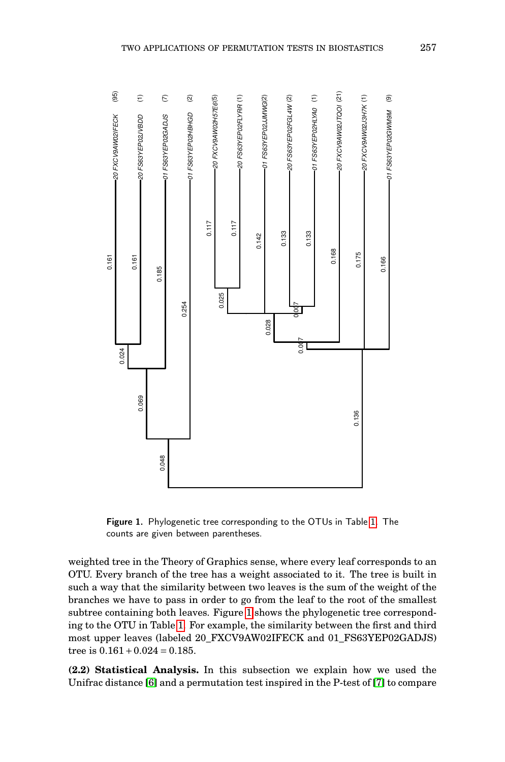**Figure 1.** Phylogenetic tree corresponding to the OTUs in Table 1. The counts are given between parentheses.

weighted tree in the Theory of Graphics sense, where every leaf corresponds to an OTU. Every branch of the tree has a weight associated to it. The tree is built in such a way that the similarity between two leaves is the sum of the weight of the branches we have to pass in order to go from the leaf to the root of the smallest subtree containing both leaves. Figure 1 shows the phylogenetic tree corresponding to the OTU in Table 1. For example, the similarity between the first and third most upper leaves (labeled 20_FXCV9AW02IFECK and 01_FS63YEP02GADJS) tree is $0.161 + 0.024 = 0.185$.

**(2.2) Statistical Analysis.** In this subsection we explain how we used the Unifrac distance [6] and a permutation test inspired in the P-test of [7] to compare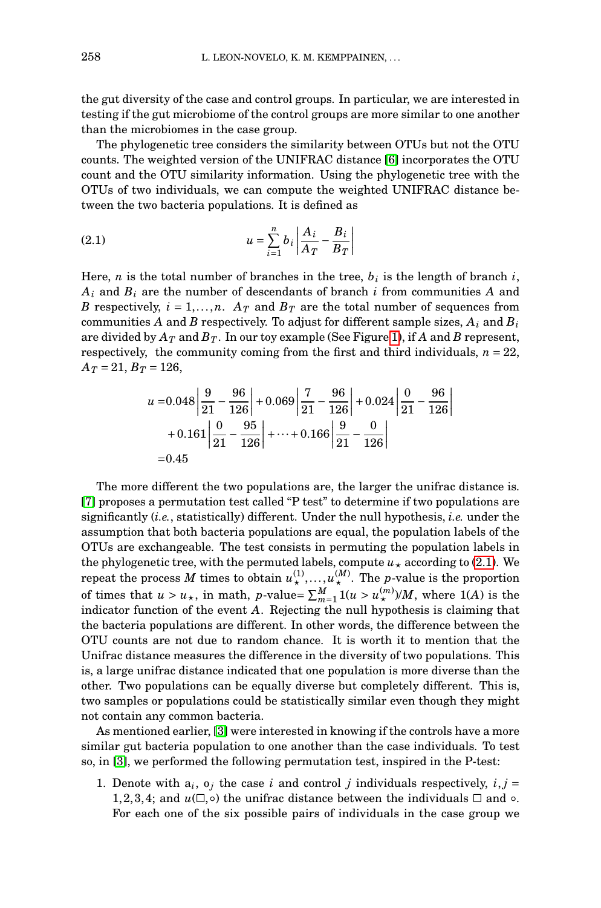the gut diversity of the case and control groups. In particular, we are interested in testing if the gut microbiome of the control groups are more similar to one another than the microbiomes in the case group.

The phylogenetic tree considers the similarity between OTUs but not the OTU counts. The weighted version of the UNIFRAC distance [6] incorporates the OTU count and the OTU similarity information. Using the phylogenetic tree with the OTUs of two individuals, we can compute the weighted UNIFRAC distance between the two bacteria populations. It is defined as

$$u = \sum_{i=1}^{n} b_i \left| \frac{A_i}{A_T} - \frac{B_i}{B_T} \right| \tag{2.1}$$

Here, $n$ is the total number of branches in the tree, $b_i$ is the length of branch $i$, $A_i$ and $B_i$ are the number of descendants of branch $i$ from communities $A$ and $B$ respectively, $i = 1, \ldots, n$. $A_T$ and $B_T$ are the total number of sequences from communities $A$ and $B$ respectively. To adjust for different sample sizes, $A_i$ and $B_i$ are divided by $A_T$ and $B_T$. In our toy example (See Figure 1), if $A$ and $B$ represent, respectively, the community coming from the first and third individuals, $n = 22$, $A_T = 21$, $B_T = 126$,

$$\begin{aligned} u =& 0.048 \left| \frac{9}{21} - \frac{96}{126} \right| + 0.069 \left| \frac{7}{21} - \frac{96}{126} \right| + 0.024 \left| \frac{0}{21} - \frac{96}{126} \right| \\ &+ 0.161 \left| \frac{0}{21} - \frac{95}{126} \right| + \cdots + 0.166 \left| \frac{9}{21} - \frac{0}{126} \right| \\ =& 0.45 \end{aligned}$$

The more different the two populations are, the larger the unifrac distance is. [7] proposes a permutation test called "P test" to determine if two populations are significantly (*i.e.*, statistically) different. Under the null hypothesis, *i.e.* under the assumption that both bacteria populations are equal, the population labels of the OTUs are exchangeable. The test consists in permuting the population labels in the phylogenetic tree, with the permuted labels, compute $u_\star$ according to (2.1). We repeat the process $M$ times to obtain $u_\star^{(1)}, \ldots, u_\star^{(M)}$. The $p$-value is the proportion of times that $u > u_\star$, in math, $p$-value$= \sum_{m=1}^{M} 1(u > u_\star^{(m)})/M$, where $1(A)$ is the indicator function of the event $A$. Rejecting the null hypothesis is claiming that the bacteria populations are different. In other words, the difference between the OTU counts are not due to random chance. It is worth it to mention that the Unifrac distance measures the difference in the diversity of two populations. This is, a large unifrac distance indicated that one population is more diverse than the other. Two populations can be equally diverse but completely different. This is, two samples or populations could be statistically similar even though they might not contain any common bacteria.

As mentioned earlier, [3] were interested in knowing if the controls have a more similar gut bacteria population to one another than the case individuals. To test so, in [3], we performed the following permutation test, inspired in the P-test:

1. Denote with $\mathrm{a}_i$, $\mathrm{o}_j$ the case $i$ and control $j$ individuals respectively, $i, j = 1, 2, 3, 4$; and $u(\square, \circ)$ the unifrac distance between the individuals $\square$ and $\circ$. For each one of the six possible pairs of individuals in the case group we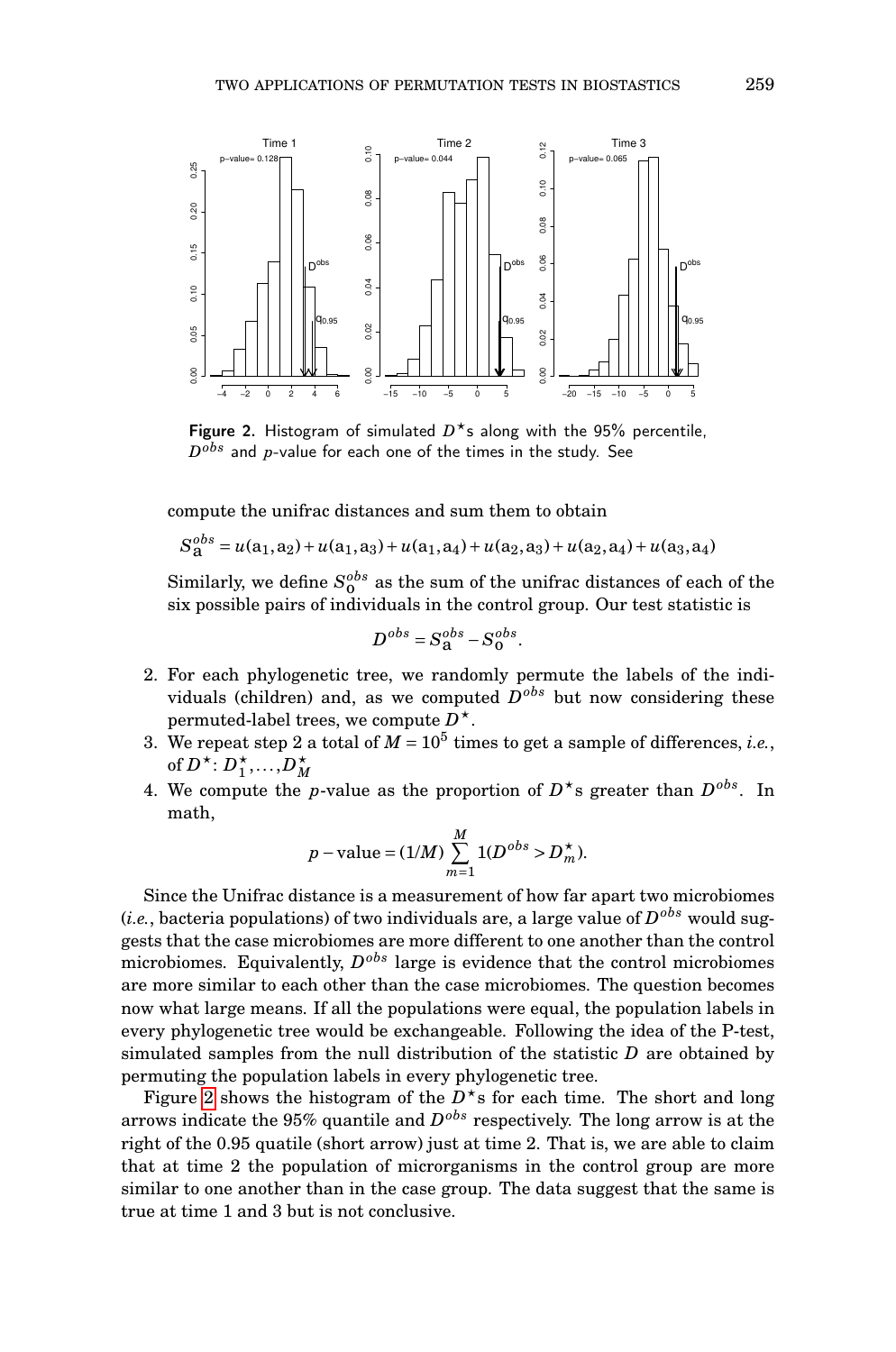**Figure 2.** Histogram of simulated $D^{\star}$s along with the 95% percentile, $D^{obs}$ and $p$-value for each one of the times in the study. See

compute the unifrac distances and sum them to obtain

$$S_{\mathrm{a}}^{obs} = u(\mathrm{a}_1, \mathrm{a}_2) + u(\mathrm{a}_1, \mathrm{a}_3) + u(\mathrm{a}_1, \mathrm{a}_4) + u(\mathrm{a}_2, \mathrm{a}_3) + u(\mathrm{a}_2, \mathrm{a}_4) + u(\mathrm{a}_3, \mathrm{a}_4)$$

Similarly, we define $S_0^{obs}$ as the sum of the unifrac distances of each of the six possible pairs of individuals in the control group. Our test statistic is

$$D^{obs} = S_{\mathrm{a}}^{obs} - S_0^{obs}.$$

2. For each phylogenetic tree, we randomly permute the labels of the individuals (children) and, as we computed $D^{obs}$ but now considering these permuted-label trees, we compute $D^{\star}$.
3. We repeat step 2 a total of $M = 10^5$ times to get a sample of differences, *i.e.*, of $D^{\star}$: $D_1^{\star}, \ldots, D_M^{\star}$
4. We compute the $p$-value as the proportion of $D^{\star}$s greater than $D^{obs}$. In math,

$$p - \text{value} = (1/M) \sum_{m=1}^{M} 1(D^{obs} > D_m^{\star}).$$

Since the Unifrac distance is a measurement of how far apart two microbiomes (*i.e.*, bacteria populations) of two individuals are, a large value of $D^{obs}$ would suggests that the case microbiomes are more different to one another than the control microbiomes. Equivalently, $D^{obs}$ large is evidence that the control microbiomes are more similar to each other than the case microbiomes. The question becomes now what large means. If all the populations were equal, the population labels in every phylogenetic tree would be exchangeable. Following the idea of the P-test, simulated samples from the null distribution of the statistic $D$ are obtained by permuting the population labels in every phylogenetic tree.

Figure 2 shows the histogram of the $D^{\star}$s for each time. The short and long arrows indicate the 95% quantile and $D^{obs}$ respectively. The long arrow is at the right of the 0.95 quatile (short arrow) just at time 2. That is, we are able to claim that at time 2 the population of microrganisms in the control group are more similar to one another than in the case group. The data suggest that the same is true at time 1 and 3 but is not conclusive.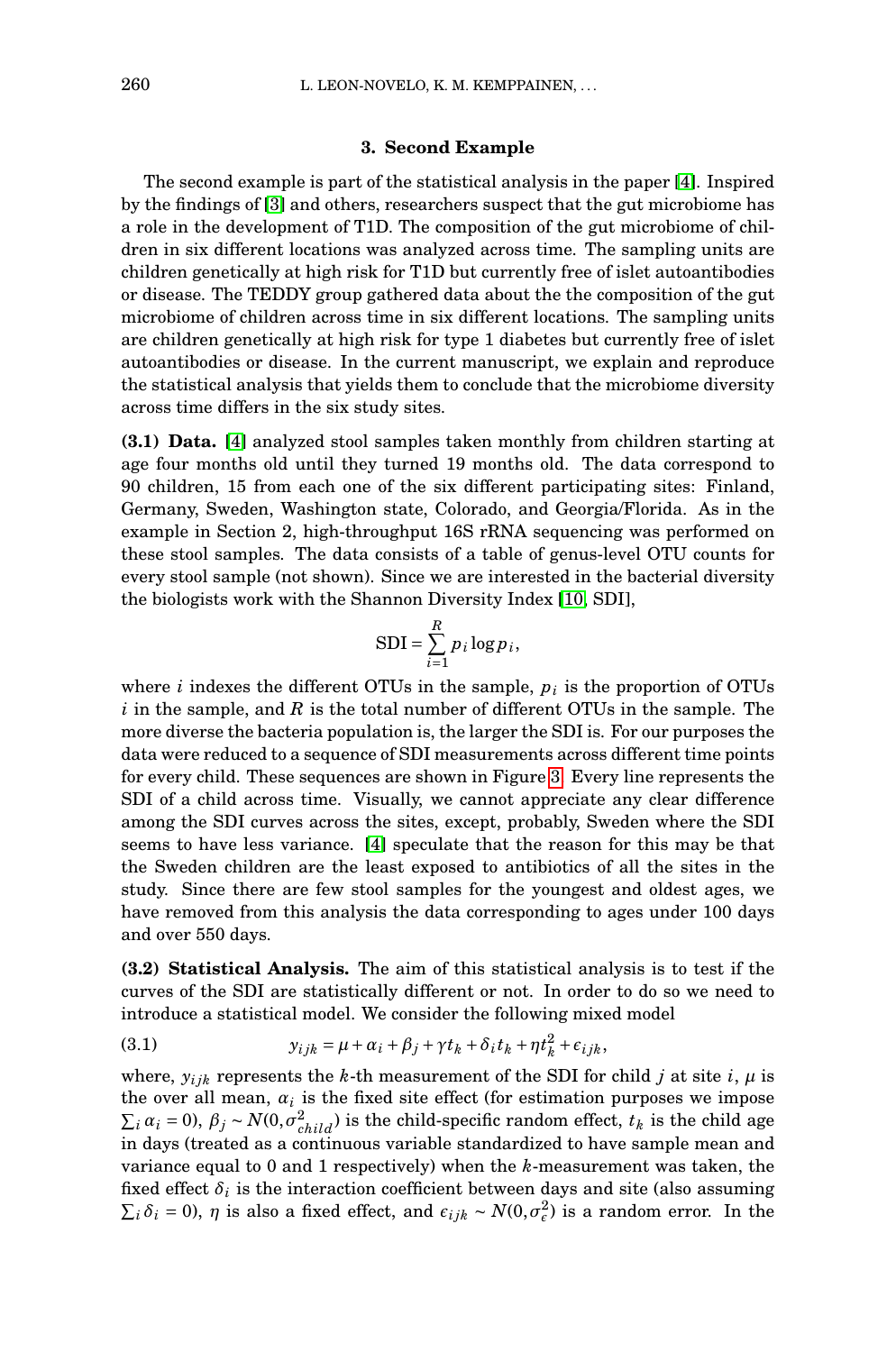### 3. Second Example

The second example is part of the statistical analysis in the paper [4]. Inspired by the findings of [3] and others, researchers suspect that the gut microbiome has a role in the development of T1D. The composition of the gut microbiome of children in six different locations was analyzed across time. The sampling units are children genetically at high risk for T1D but currently free of islet autoantibodies or disease. The TEDDY group gathered data about the the composition of the gut microbiome of children across time in six different locations. The sampling units are children genetically at high risk for type 1 diabetes but currently free of islet autoantibodies or disease. In the current manuscript, we explain and reproduce the statistical analysis that yields them to conclude that the microbiome diversity across time differs in the six study sites.

**(3.1) Data.** [4] analyzed stool samples taken monthly from children starting at age four months old until they turned 19 months old. The data correspond to 90 children, 15 from each one of the six different participating sites: Finland, Germany, Sweden, Washington state, Colorado, and Georgia/Florida. As in the example in Section 2, high-throughput 16S rRNA sequencing was performed on these stool samples. The data consists of a table of genus-level OTU counts for every stool sample (not shown). Since we are interested in the bacterial diversity the biologists work with the Shannon Diversity Index [10, SDI],

$$\mathrm{SDI} = \sum_{i=1}^{R} p_i \log p_i,$$

where $i$ indexes the different OTUs in the sample, $p_i$ is the proportion of OTUs $i$ in the sample, and $R$ is the total number of different OTUs in the sample. The more diverse the bacteria population is, the larger the SDI is. For our purposes the data were reduced to a sequence of SDI measurements across different time points for every child. These sequences are shown in Figure 3. Every line represents the SDI of a child across time. Visually, we cannot appreciate any clear difference among the SDI curves across the sites, except, probably, Sweden where the SDI seems to have less variance. [4] speculate that the reason for this may be that the Sweden children are the least exposed to antibiotics of all the sites in the study. Since there are few stool samples for the youngest and oldest ages, we have removed from this analysis the data corresponding to ages under 100 days and over 550 days.

**(3.2) Statistical Analysis.** The aim of this statistical analysis is to test if the curves of the SDI are statistically different or not. In order to do so we need to introduce a statistical model. We consider the following mixed model

$$y_{ijk} = \mu + \alpha_i + \beta_j + \gamma t_k + \delta_i t_k + \eta t_k^2 + \epsilon_{ijk}, \tag{3.1}$$

where, $y_{ijk}$ represents the $k$-th measurement of the SDI for child $j$ at site $i$, $\mu$ is the over all mean, $\alpha_i$ is the fixed site effect (for estimation purposes we impose $\sum_i \alpha_i = 0$), $\beta_j \sim N(0, \sigma^2_{child})$ is the child-specific random effect, $t_k$ is the child age in days (treated as a continuous variable standardized to have sample mean and variance equal to 0 and 1 respectively) when the $k$-measurement was taken, the fixed effect $\delta_i$ is the interaction coefficient between days and site (also assuming $\sum_i \delta_i = 0$), $\eta$ is also a fixed effect, and $\epsilon_{ijk} \sim N(0, \sigma^2_\epsilon)$ is a random error. In the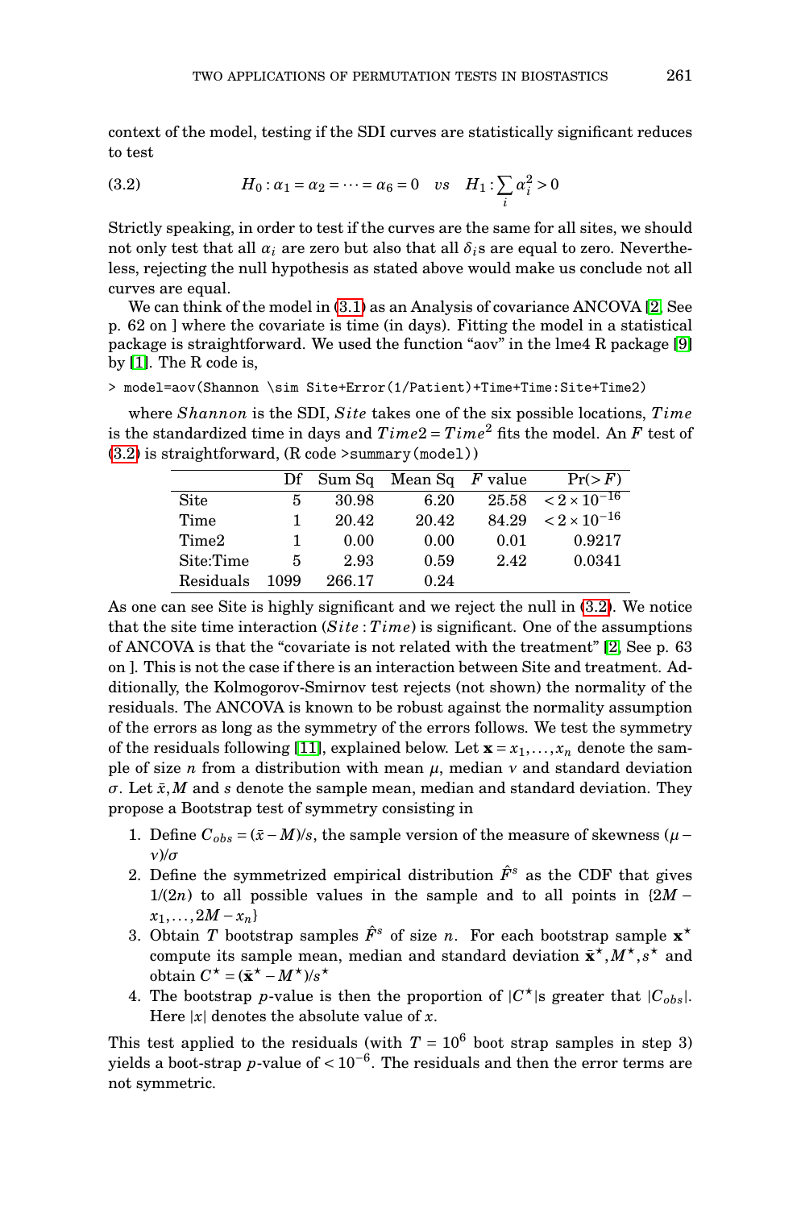context of the model, testing if the SDI curves are statistically significant reduces to test

$$H_0 : \alpha_1 = \alpha_2 = \cdots = \alpha_6 = 0 \quad vs \quad H_1 : \sum_i \alpha_i^2 > 0 \tag{3.2}$$

Strictly speaking, in order to test if the curves are the same for all sites, we should not only test that all $\alpha_i$ are zero but also that all $\delta_i$s are equal to zero. Nevertheless, rejecting the null hypothesis as stated above would make us conclude not all curves are equal.

We can think of the model in (3.1) as an Analysis of covariance ANCOVA [2, See p. 62 on ] where the covariate is time (in days). Fitting the model in a statistical package is straightforward. We used the function "aov" in the lme4 R package [9] by [1]. The R code is,

```
> model=aov(Shannon \sim Site+Error(1/Patient)+Time+Time:Site+Time2)
```

where *Shannon* is the SDI, *Site* takes one of the six possible locations, *Time* is the standardized time in days and $Time2 = Time^2$ fits the model. An $F$ test of (3.2) is straightforward, (R code >summary(model))

| | Df | Sum Sq | Mean Sq | $F$ value | Pr(> $F$) |
|---|---|---|---|---|---|
| Site | 5 | 30.98 | 6.20 | 25.58 | $< 2 \times 10^{-16}$ |
| Time | 1 | 20.42 | 20.42 | 84.29 | $< 2 \times 10^{-16}$ |
| Time2 | 1 | 0.00 | 0.00 | 0.01 | 0.9217 |
| Site:Time | 5 | 2.93 | 0.59 | 2.42 | 0.0341 |
| Residuals | 1099 | 266.17 | 0.24 | | |

As one can see Site is highly significant and we reject the null in (3.2). We notice that the site time interaction (*Site* : *Time*) is significant. One of the assumptions of ANCOVA is that the "covariate is not related with the treatment" [2, See p. 63 on ]. This is not the case if there is an interaction between Site and treatment. Additionally, the Kolmogorov-Smirnov test rejects (not shown) the normality of the residuals. The ANCOVA is known to be robust against the normality assumption of the errors as long as the symmetry of the errors follows. We test the symmetry of the residuals following [11], explained below. Let $\mathbf{x} = x_1, \ldots, x_n$ denote the sample of size $n$ from a distribution with mean $\mu$, median $\nu$ and standard deviation $\sigma$. Let $\bar{x}, M$ and $s$ denote the sample mean, median and standard deviation. They propose a Bootstrap test of symmetry consisting in

1. Define $C_{obs} = (\bar{x} - M)/s$, the sample version of the measure of skewness $(\mu - \nu)/\sigma$
2. Define the symmetrized empirical distribution $\hat{F}^s$ as the CDF that gives $1/(2n)$ to all possible values in the sample and to all points in $\{2M - x_1, \ldots, 2M - x_n\}$
3. Obtain $T$ bootstrap samples $\hat{F}^s$ of size $n$. For each bootstrap sample $\mathbf{x}^\star$ compute its sample mean, median and standard deviation $\bar{\mathbf{x}}^\star, M^\star, s^\star$ and obtain $C^\star = (\bar{\mathbf{x}}^\star - M^\star)/s^\star$
4. The bootstrap $p$-value is then the proportion of $|C^\star|$s greater that $|C_{obs}|$. Here $|x|$ denotes the absolute value of $x$.

This test applied to the residuals (with $T = 10^6$ boot strap samples in step 3) yields a boot-strap $p$-value of $< 10^{-6}$. The residuals and then the error terms are not symmetric.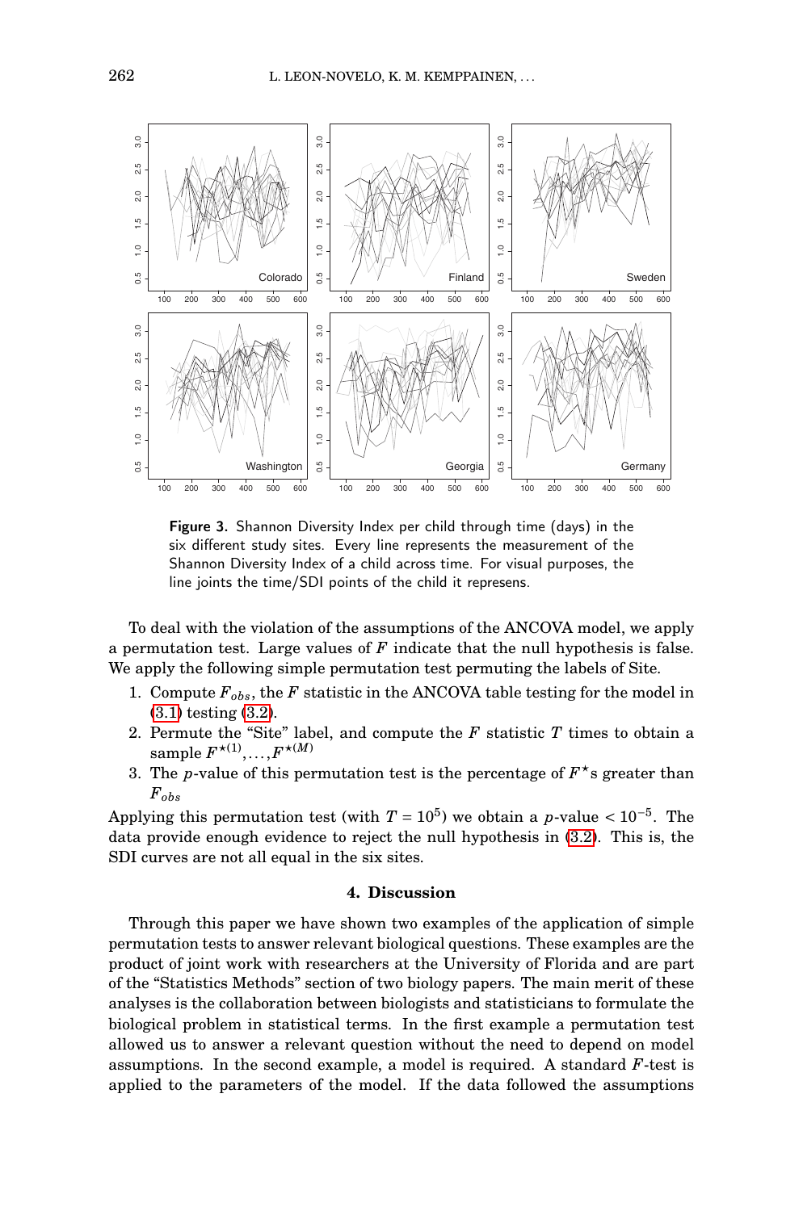**Figure 3.** Shannon Diversity Index per child through time (days) in the six different study sites. Every line represents the measurement of the Shannon Diversity Index of a child across time. For visual purposes, the line joints the time/SDI points of the child it represens.

To deal with the violation of the assumptions of the ANCOVA model, we apply a permutation test. Large values of $F$ indicate that the null hypothesis is false. We apply the following simple permutation test permuting the labels of Site.

1. Compute $F_{obs}$, the $F$ statistic in the ANCOVA table testing for the model in (3.1) testing (3.2).
2. Permute the "Site" label, and compute the $F$ statistic $T$ times to obtain a sample $F^{\star(1)}, \ldots, F^{\star(M)}$
3. The $p$-value of this permutation test is the percentage of $F^{\star}$s greater than $F_{obs}$

Applying this permutation test (with $T = 10^5$) we obtain a $p$-value $< 10^{-5}$. The data provide enough evidence to reject the null hypothesis in (3.2). This is, the SDI curves are not all equal in the six sites.

## 4. Discussion

Through this paper we have shown two examples of the application of simple permutation tests to answer relevant biological questions. These examples are the product of joint work with researchers at the University of Florida and are part of the "Statistics Methods" section of two biology papers. The main merit of these analyses is the collaboration between biologists and statisticians to formulate the biological problem in statistical terms. In the first example a permutation test allowed us to answer a relevant question without the need to depend on model assumptions. In the second example, a model is required. A standard $F$-test is applied to the parameters of the model. If the data followed the assumptions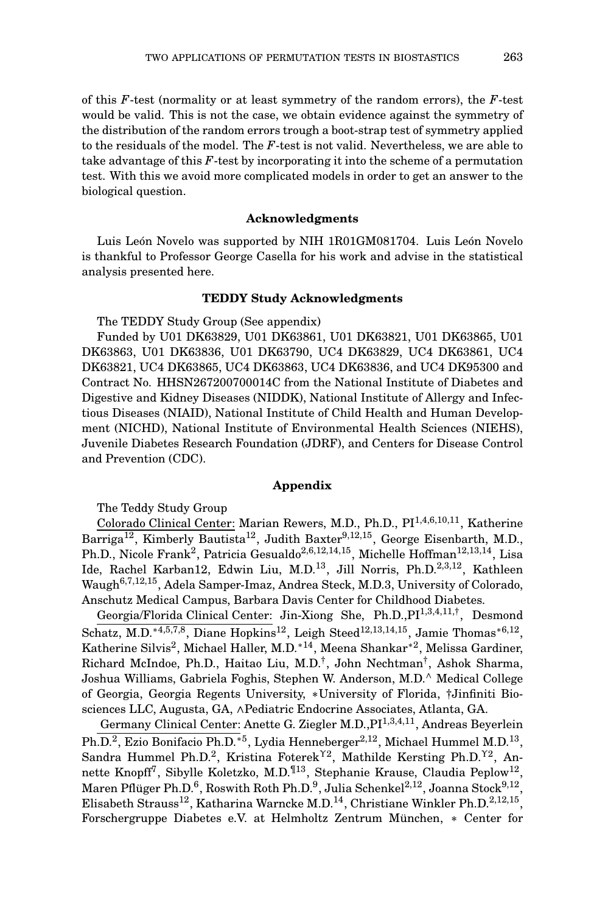of this $F$-test (normality or at least symmetry of the random errors), the $F$-test would be valid. This is not the case, we obtain evidence against the symmetry of the distribution of the random errors trough a boot-strap test of symmetry applied to the residuals of the model. The $F$-test is not valid. Nevertheless, we are able to take advantage of this $F$-test by incorporating it into the scheme of a permutation test. With this we avoid more complicated models in order to get an answer to the biological question.

### Acknowledgments

Luis León Novelo was supported by NIH 1R01GM081704. Luis León Novelo is thankful to Professor George Casella for his work and advise in the statistical analysis presented here.

### TEDDY Study Acknowledgments

The TEDDY Study Group (See appendix)

Funded by U01 DK63829, U01 DK63861, U01 DK63821, U01 DK63865, U01 DK63863, U01 DK63836, U01 DK63790, UC4 DK63829, UC4 DK63861, UC4 DK63821, UC4 DK63865, UC4 DK63863, UC4 DK63836, and UC4 DK95300 and Contract No. HHSN267200700014C from the National Institute of Diabetes and Digestive and Kidney Diseases (NIDDK), National Institute of Allergy and Infectious Diseases (NIAID), National Institute of Child Health and Human Development (NICHD), National Institute of Environmental Health Sciences (NIEHS), Juvenile Diabetes Research Foundation (JDRF), and Centers for Disease Control and Prevention (CDC).

### Appendix

The Teddy Study Group

Colorado Clinical Center: Marian Rewers, M.D., Ph.D., PI[1,4,6,10,11], Katherine Barriga[12], Kimberly Bautista[12], Judith Baxter[9,12,15], George Eisenbarth, M.D., Ph.D., Nicole Frank[2], Patricia Gesualdo[2,6,12,14,15], Michelle Hoffman[12,13,14], Lisa Ide, Rachel Karban12, Edwin Liu, M.D.[13], Jill Norris, Ph.D.[2,3,12], Kathleen Waugh[6,7,12,15], Adela Samper-Imaz, Andrea Steck, M.D.3, University of Colorado, Anschutz Medical Campus, Barbara Davis Center for Childhood Diabetes.

Georgia/Florida Clinical Center: Jin-Xiong She, Ph.D.,PI[1,3,4,11,†], Desmond Schatz, M.D.[*4,5,7,8], Diane Hopkins[12], Leigh Steed[12,13,14,15], Jamie Thomas[*6,12], Katherine Silvis[2], Michael Haller, M.D.[*14], Meena Shankar[*2], Melissa Gardiner, Richard McIndoe, Ph.D., Haitao Liu, M.D.[†], John Nechtman[†], Ashok Sharma, Joshua Williams, Gabriela Foghis, Stephen W. Anderson, M.D.[^] Medical College of Georgia, Georgia Regents University, ∗University of Florida, †Jinfiniti Biosciences LLC, Augusta, GA, ∧Pediatric Endocrine Associates, Atlanta, GA.

Germany Clinical Center: Anette G. Ziegler M.D.,PI[1,3,4,11], Andreas Beyerlein Ph.D.[2], Ezio Bonifacio Ph.D.[*5], Lydia Henneberger[2,12], Michael Hummel M.D.[13], Sandra Hummel Ph.D.[2], Kristina Foterek[Y2], Mathilde Kersting Ph.D.[Y2], Annette Knopff[7], Sibylle Koletzko, M.D.[¶13], Stephanie Krause, Claudia Peplow[12], Maren Pflüger Ph.D.[6], Roswith Roth Ph.D.[9], Julia Schenkel[2,12], Joanna Stock[9,12], Elisabeth Strauss[12], Katharina Warncke M.D.[14], Christiane Winkler Ph.D.[2,12,15], Forschergruppe Diabetes e.V. at Helmholtz Zentrum München, ∗ Center for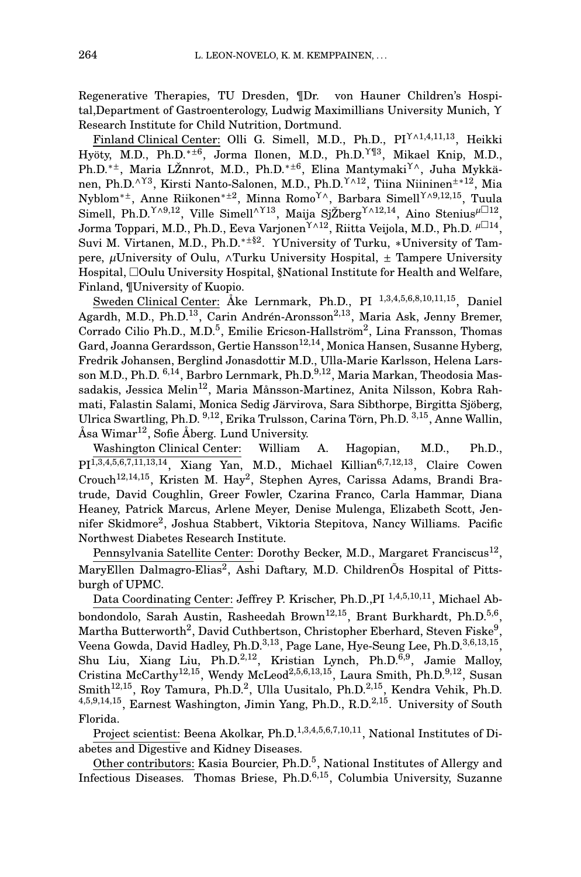Regenerative Therapies, TU Dresden, ¶Dr. von Hauner Children's Hospital,Department of Gastroenterology, Ludwig Maximillians University Munich, ϒ Research Institute for Child Nutrition, Dortmund.

Finland Clinical Center: Olli G. Simell, M.D., Ph.D., PI[ϒ∧1,4,11,13], Heikki Hyöty, M.D., Ph.D.[∗±6], Jorma Ilonen, M.D., Ph.D.[ϒ¶3], Mikael Knip, M.D., Ph.D.[∗±], Maria LŽnnrot, M.D., Ph.D.[∗±6], Elina Mantymaki[ϒ∧], Juha Mykkänen, Ph.D.[∧ϒ3], Kirsti Nanto-Salonen, M.D., Ph.D.[ϒ∧12], Tiina Niininen[±∗12], Mia Nyblom[∗±], Anne Riikonen[∗±2], Minna Romo[ϒ∧], Barbara Simell[ϒ∧9,12,15], Tuula Simell, Ph.D.[ϒ∧9,12], Ville Simell[∧ϒ13], Maija SjŽberg[ϒ∧12,14], Aino Stenius[μ□12], Jorma Toppari, M.D., Ph.D., Eeva Varjonen[ϒ∧12], Riitta Veijola, M.D., Ph.D. [μ□14], Suvi M. Virtanen, M.D., Ph.D.[∗±§2]. ϒUniversity of Turku, ∗University of Tampere, μUniversity of Oulu, ∧Turku University Hospital, ± Tampere University Hospital, □Oulu University Hospital, §National Institute for Health and Welfare, Finland, ¶University of Kuopio.

Sweden Clinical Center: Åke Lernmark, Ph.D., PI [1,3,4,5,6,8,10,11,15], Daniel Agardh, M.D., Ph.D.[13], Carin Andrén-Aronsson[2,13], Maria Ask, Jenny Bremer, Corrado Cilio Ph.D., M.D.[5], Emilie Ericson-Hallström[2], Lina Fransson, Thomas Gard, Joanna Gerardsson, Gertie Hansson[12,14], Monica Hansen, Susanne Hyberg, Fredrik Johansen, Berglind Jonasdottir M.D., Ulla-Marie Karlsson, Helena Larsson M.D., Ph.D. [6,14], Barbro Lernmark, Ph.D.[9,12], Maria Markan, Theodosia Massadakis, Jessica Melin[12], Maria Månsson-Martinez, Anita Nilsson, Kobra Rahmati, Falastin Salami, Monica Sedig Järvirova, Sara Sibthorpe, Birgitta Sjöberg, Ulrica Swartling, Ph.D. [9,12], Erika Trulsson, Carina Törn, Ph.D. [3,15], Anne Wallin, Åsa Wimar[12], Sofie Åberg. Lund University.

Washington Clinical Center: William A. Hagopian, M.D., Ph.D., PI[1,3,4,5,6,7,11,13,14], Xiang Yan, M.D., Michael Killian[6,7,12,13], Claire Cowen Crouch[12,14,15], Kristen M. Hay[2], Stephen Ayres, Carissa Adams, Brandi Bratrude, David Coughlin, Greer Fowler, Czarina Franco, Carla Hammar, Diana Heaney, Patrick Marcus, Arlene Meyer, Denise Mulenga, Elizabeth Scott, Jennifer Skidmore[2], Joshua Stabbert, Viktoria Stepitova, Nancy Williams. Pacific Northwest Diabetes Research Institute.

Pennsylvania Satellite Center: Dorothy Becker, M.D., Margaret Franciscus[12], MaryEllen Dalmagro-Elias[2], Ashi Daftary, M.D. ChildrenÕs Hospital of Pittsburgh of UPMC.

Data Coordinating Center: Jeffrey P. Krischer, Ph.D.,PI [1,4,5,10,11], Michael Abbondondolo, Sarah Austin, Rasheedah Brown[12,15], Brant Burkhardt, Ph.D.[5,6], Martha Butterworth[2], David Cuthbertson, Christopher Eberhard, Steven Fiske[9], Veena Gowda, David Hadley, Ph.D.[3,13], Page Lane, Hye-Seung Lee, Ph.D.[3,6,13,15], Shu Liu, Xiang Liu, Ph.D.[2,12], Kristian Lynch, Ph.D.[6,9], Jamie Malloy, Cristina McCarthy[12,15], Wendy McLeod[2,5,6,13,15], Laura Smith, Ph.D.[9,12], Susan Smith[12,15], Roy Tamura, Ph.D.[2], Ulla Uusitalo, Ph.D.[2,15], Kendra Vehik, Ph.D. [4,5,9,14,15], Earnest Washington, Jimin Yang, Ph.D., R.D.[2,15]. University of South Florida.

Project scientist: Beena Akolkar, Ph.D.[1,3,4,5,6,7,10,11], National Institutes of Diabetes and Digestive and Kidney Diseases.

Other contributors: Kasia Bourcier, Ph.D.[5], National Institutes of Allergy and Infectious Diseases. Thomas Briese, Ph.D.[6,15], Columbia University, Suzanne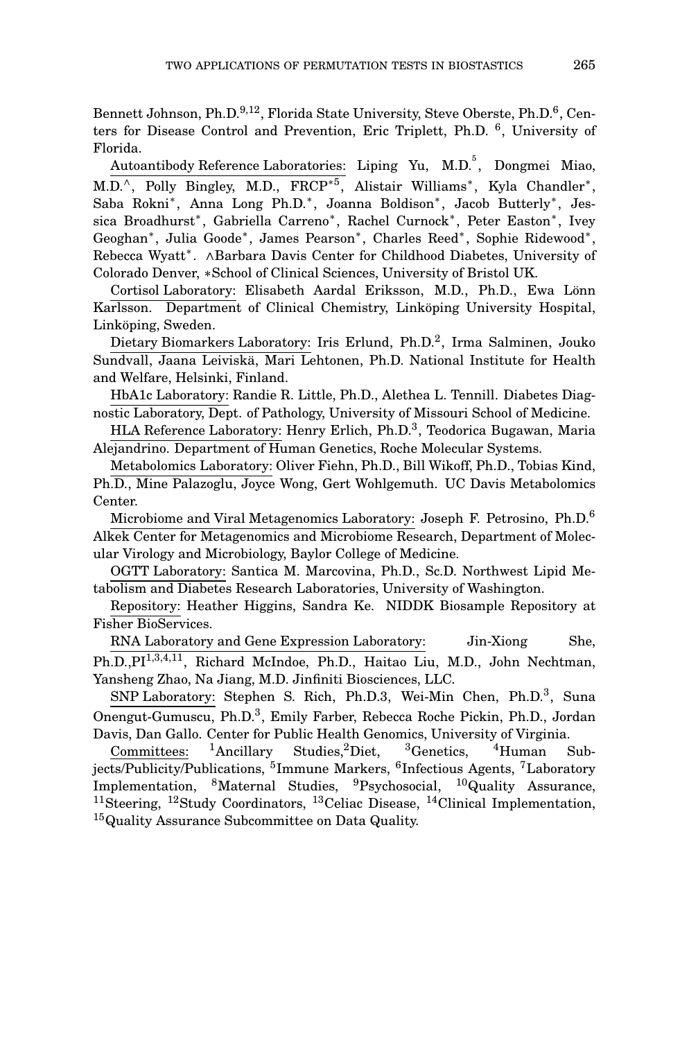Bennett Johnson, Ph.D.[9,12], Florida State University, Steve Oberste, Ph.D.[6], Centers for Disease Control and Prevention, Eric Triplett, Ph.D. [6], University of Florida.

Autoantibody Reference Laboratories: Liping Yu, M.D.[5], Dongmei Miao, M.D.[^], Polly Bingley, M.D., FRCP[*5], Alistair Williams[*], Kyla Chandler[*], Saba Rokni[*], Anna Long Ph.D.[*], Joanna Boldison[*], Jacob Butterly[*], Jessica Broadhurst[*], Gabriella Carreno[*], Rachel Curnock[*], Peter Easton[*], Ivey Geoghan[*], Julia Goode[*], James Pearson[*], Charles Reed[*], Sophie Ridewood[*], Rebecca Wyatt[*]. ∧Barbara Davis Center for Childhood Diabetes, University of Colorado Denver, ∗School of Clinical Sciences, University of Bristol UK.

Cortisol Laboratory: Elisabeth Aardal Eriksson, M.D., Ph.D., Ewa Lönn Karlsson. Department of Clinical Chemistry, Linköping University Hospital, Linköping, Sweden.

Dietary Biomarkers Laboratory: Iris Erlund, Ph.D.[2], Irma Salminen, Jouko Sundvall, Jaana Leiviskä, Mari Lehtonen, Ph.D. National Institute for Health and Welfare, Helsinki, Finland.

HbA1c Laboratory: Randie R. Little, Ph.D., Alethea L. Tennill. Diabetes Diagnostic Laboratory, Dept. of Pathology, University of Missouri School of Medicine.

HLA Reference Laboratory: Henry Erlich, Ph.D.[3], Teodorica Bugawan, Maria Alejandrino. Department of Human Genetics, Roche Molecular Systems.

Metabolomics Laboratory: Oliver Fiehn, Ph.D., Bill Wikoff, Ph.D., Tobias Kind, Ph.D., Mine Palazoglu, Joyce Wong, Gert Wohlgemuth. UC Davis Metabolomics Center.

Microbiome and Viral Metagenomics Laboratory: Joseph F. Petrosino, Ph.D.[6] Alkek Center for Metagenomics and Microbiome Research, Department of Molecular Virology and Microbiology, Baylor College of Medicine.

OGTT Laboratory: Santica M. Marcovina, Ph.D., Sc.D. Northwest Lipid Metabolism and Diabetes Research Laboratories, University of Washington.

Repository: Heather Higgins, Sandra Ke. NIDDK Biosample Repository at Fisher BioServices.

RNA Laboratory and Gene Expression Laboratory: Jin-Xiong She, Ph.D.,PI[1,3,4,11], Richard McIndoe, Ph.D., Haitao Liu, M.D., John Nechtman, Yansheng Zhao, Na Jiang, M.D. Jinfiniti Biosciences, LLC.

SNP Laboratory: Stephen S. Rich, Ph.D.3, Wei-Min Chen, Ph.D.[3], Suna Onengut-Gumuscu, Ph.D.[3], Emily Farber, Rebecca Roche Pickin, Ph.D., Jordan Davis, Dan Gallo. Center for Public Health Genomics, University of Virginia.

Committees: [1]Ancillary Studies,[2]Diet, [3]Genetics, [4]Human Subjects/Publicity/Publications, [5]Immune Markers, [6]Infectious Agents, [7]Laboratory Implementation, [8]Maternal Studies, [9]Psychosocial, [10]Quality Assurance, [11]Steering, [12]Study Coordinators, [13]Celiac Disease, [14]Clinical Implementation, [15]Quality Assurance Subcommittee on Data Quality.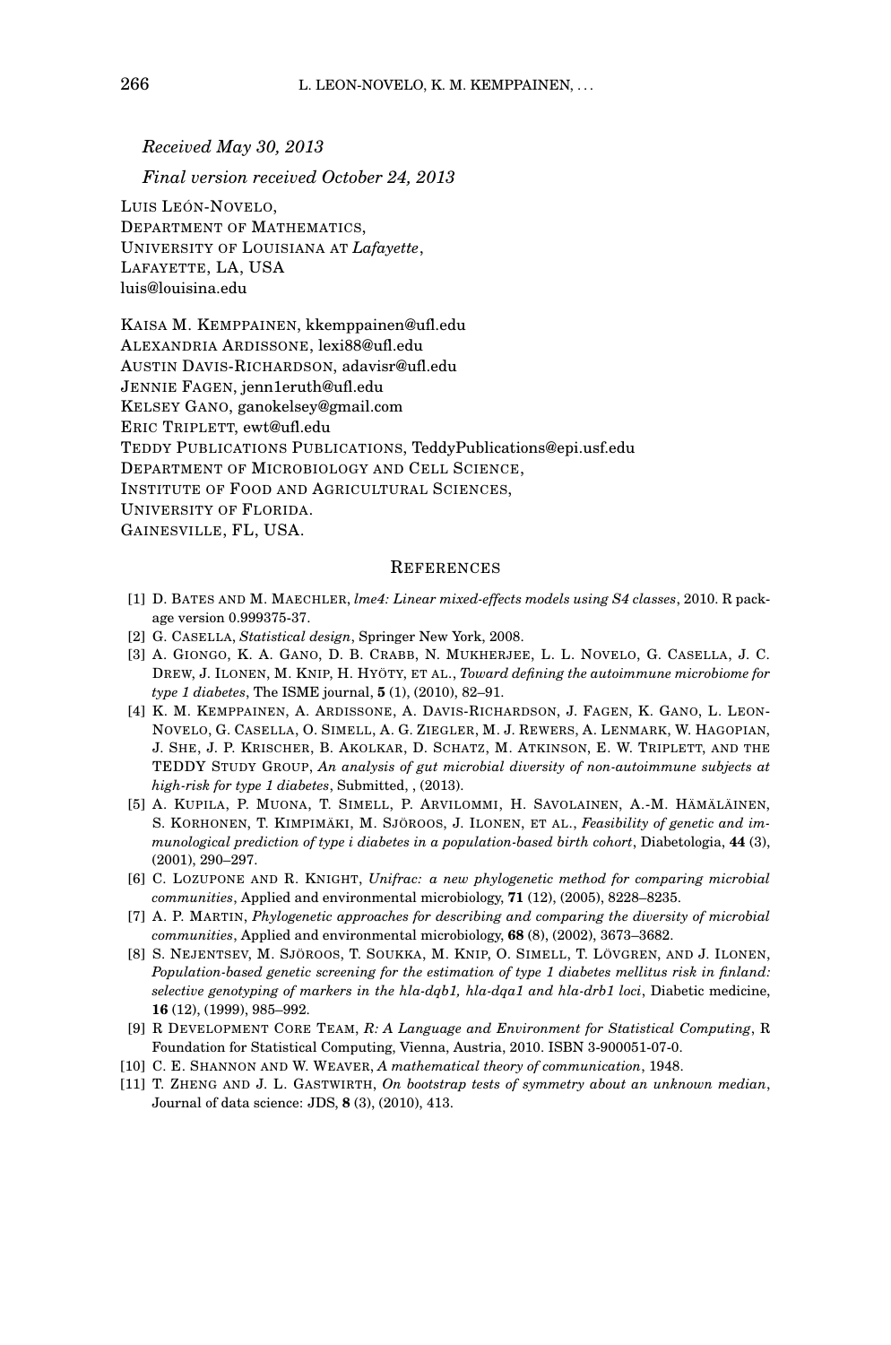*Received May 30, 2013*

*Final version received October 24, 2013*

LUIS LEÓN-NOVELO,
DEPARTMENT OF MATHEMATICS,
UNIVERSITY OF LOUISIANA AT *Lafayette*,
LAFAYETTE, LA, USA
luis@louisina.edu

KAISA M. KEMPPAINEN, kkemppainen@ufl.edu
ALEXANDRIA ARDISSONE, lexi88@ufl.edu
AUSTIN DAVIS-RICHARDSON, adavisr@ufl.edu
JENNIE FAGEN, jenn1eruth@ufl.edu
KELSEY GANO, ganokelsey@gmail.com
ERIC TRIPLETT, ewt@ufl.edu
TEDDY PUBLICATIONS PUBLICATIONS, TeddyPublications@epi.usf.edu
DEPARTMENT OF MICROBIOLOGY AND CELL SCIENCE,
INSTITUTE OF FOOD AND AGRICULTURAL SCIENCES,
UNIVERSITY OF FLORIDA.
GAINESVILLE, FL, USA.

## REFERENCES

[1] D. BATES AND M. MAECHLER, *lme4: Linear mixed-effects models using S4 classes*, 2010. R package version 0.999375-37.

[2] G. CASELLA, *Statistical design*, Springer New York, 2008.

[3] A. GIONGO, K. A. GANO, D. B. CRABB, N. MUKHERJEE, L. L. NOVELO, G. CASELLA, J. C. DREW, J. ILONEN, M. KNIP, H. HYÖTY, ET AL., *Toward defining the autoimmune microbiome for type 1 diabetes*, The ISME journal, **5** (1), (2010), 82–91.

[4] K. M. KEMPPAINEN, A. ARDISSONE, A. DAVIS-RICHARDSON, J. FAGEN, K. GANO, L. LEON-NOVELO, G. CASELLA, O. SIMELL, A. G. ZIEGLER, M. J. REWERS, A. LENMARK, W. HAGOPIAN, J. SHE, J. P. KRISCHER, B. AKOLKAR, D. SCHATZ, M. ATKINSON, E. W. TRIPLETT, AND THE TEDDY STUDY GROUP, *An analysis of gut microbial diversity of non-autoimmune subjects at high-risk for type 1 diabetes*, Submitted, , (2013).

[5] A. KUPILA, P. MUONA, T. SIMELL, P. ARVILOMMI, H. SAVOLAINEN, A.-M. HÄMÄLÄINEN, S. KORHONEN, T. KIMPIMÄKI, M. SJÖROOS, J. ILONEN, ET AL., *Feasibility of genetic and immunological prediction of type i diabetes in a population-based birth cohort*, Diabetologia, **44** (3), (2001), 290–297.

[6] C. LOZUPONE AND R. KNIGHT, *Unifrac: a new phylogenetic method for comparing microbial communities*, Applied and environmental microbiology, **71** (12), (2005), 8228–8235.

[7] A. P. MARTIN, *Phylogenetic approaches for describing and comparing the diversity of microbial communities*, Applied and environmental microbiology, **68** (8), (2002), 3673–3682.

[8] S. NEJENTSEV, M. SJÖROOS, T. SOUKKA, M. KNIP, O. SIMELL, T. LÖVGREN, AND J. ILONEN, *Population-based genetic screening for the estimation of type 1 diabetes mellitus risk in finland: selective genotyping of markers in the hla-dqb1, hla-dqa1 and hla-drb1 loci*, Diabetic medicine, **16** (12), (1999), 985–992.

[9] R DEVELOPMENT CORE TEAM, *R: A Language and Environment for Statistical Computing*, R Foundation for Statistical Computing, Vienna, Austria, 2010. ISBN 3-900051-07-0.

[10] C. E. SHANNON AND W. WEAVER, *A mathematical theory of communication*, 1948.

[11] T. ZHENG AND J. L. GASTWIRTH, *On bootstrap tests of symmetry about an unknown median*, Journal of data science: JDS, **8** (3), (2010), 413.